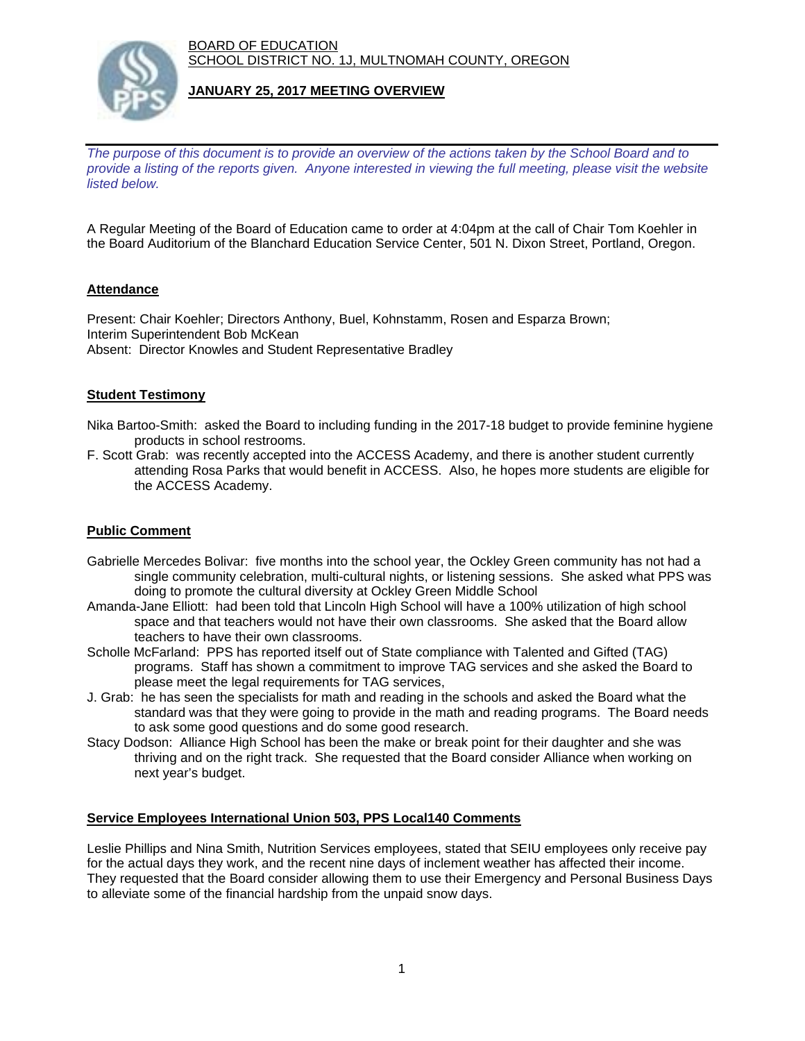BOARD OF EDUCATION
SCHOOL DISTRICT NO. 1J, MULTNOMAH COUNTY, OREGON

**JANUARY 25, 2017 MEETING OVERVIEW**

*The purpose of this document is to provide an overview of the actions taken by the School Board and to provide a listing of the reports given. Anyone interested in viewing the full meeting, please visit the website listed below.*

A Regular Meeting of the Board of Education came to order at 4:04pm at the call of Chair Tom Koehler in the Board Auditorium of the Blanchard Education Service Center, 501 N. Dixon Street, Portland, Oregon.

## Attendance

Present: Chair Koehler; Directors Anthony, Buel, Kohnstamm, Rosen and Esparza Brown;
Interim Superintendent Bob McKean
Absent: Director Knowles and Student Representative Bradley

## Student Testimony

Nika Bartoo-Smith: asked the Board to including funding in the 2017-18 budget to provide feminine hygiene products in school restrooms.

F. Scott Grab: was recently accepted into the ACCESS Academy, and there is another student currently attending Rosa Parks that would benefit in ACCESS. Also, he hopes more students are eligible for the ACCESS Academy.

## Public Comment

Gabrielle Mercedes Bolivar: five months into the school year, the Ockley Green community has not had a single community celebration, multi-cultural nights, or listening sessions. She asked what PPS was doing to promote the cultural diversity at Ockley Green Middle School

Amanda-Jane Elliott: had been told that Lincoln High School will have a 100% utilization of high school space and that teachers would not have their own classrooms. She asked that the Board allow teachers to have their own classrooms.

Scholle McFarland: PPS has reported itself out of State compliance with Talented and Gifted (TAG) programs. Staff has shown a commitment to improve TAG services and she asked the Board to please meet the legal requirements for TAG services,

J. Grab: he has seen the specialists for math and reading in the schools and asked the Board what the standard was that they were going to provide in the math and reading programs. The Board needs to ask some good questions and do some good research.

Stacy Dodson: Alliance High School has been the make or break point for their daughter and she was thriving and on the right track. She requested that the Board consider Alliance when working on next year's budget.

## Service Employees International Union 503, PPS Local140 Comments

Leslie Phillips and Nina Smith, Nutrition Services employees, stated that SEIU employees only receive pay for the actual days they work, and the recent nine days of inclement weather has affected their income. They requested that the Board consider allowing them to use their Emergency and Personal Business Days to alleviate some of the financial hardship from the unpaid snow days.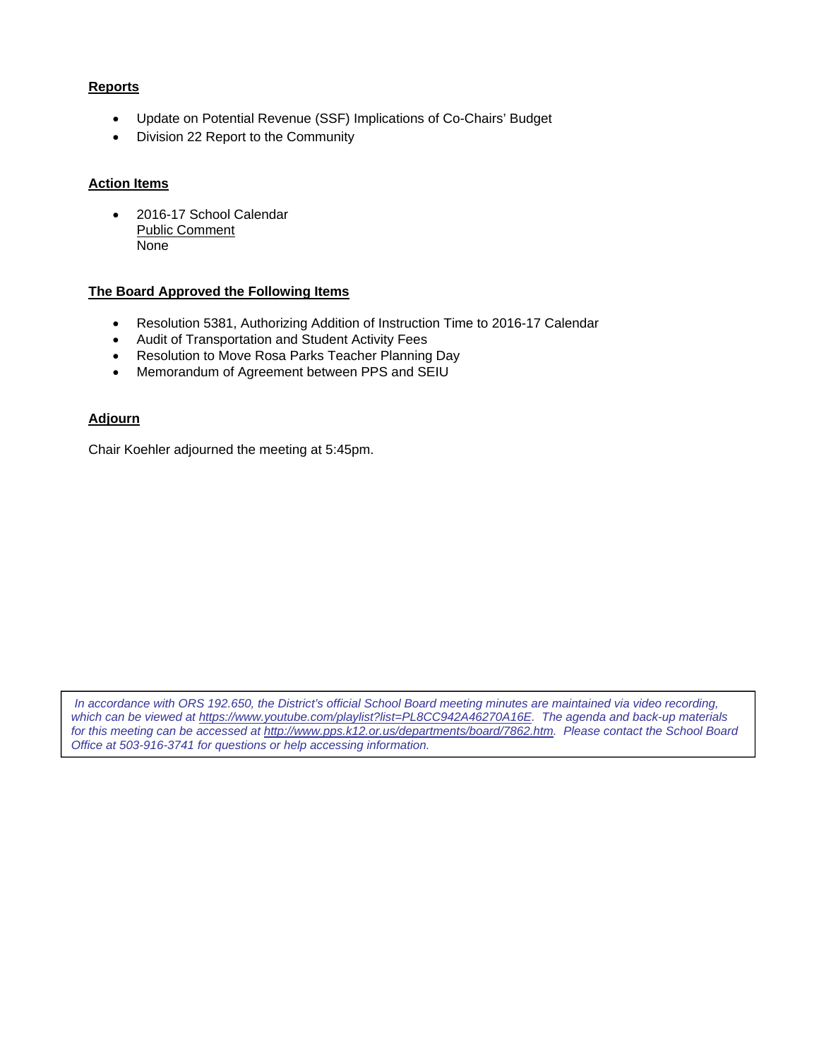**Reports**

- Update on Potential Revenue (SSF) Implications of Co-Chairs' Budget
- Division 22 Report to the Community

**Action Items**

- 2016-17 School Calendar
  Public Comment
  None

**The Board Approved the Following Items**

- Resolution 5381, Authorizing Addition of Instruction Time to 2016-17 Calendar
- Audit of Transportation and Student Activity Fees
- Resolution to Move Rosa Parks Teacher Planning Day
- Memorandum of Agreement between PPS and SEIU

**Adjourn**

Chair Koehler adjourned the meeting at 5:45pm.

*In accordance with ORS 192.650, the District's official School Board meeting minutes are maintained via video recording, which can be viewed at https://www.youtube.com/playlist?list=PL8CC942A46270A16E. The agenda and back-up materials for this meeting can be accessed at http://www.pps.k12.or.us/departments/board/7862.htm. Please contact the School Board Office at 503-916-3741 for questions or help accessing information.*